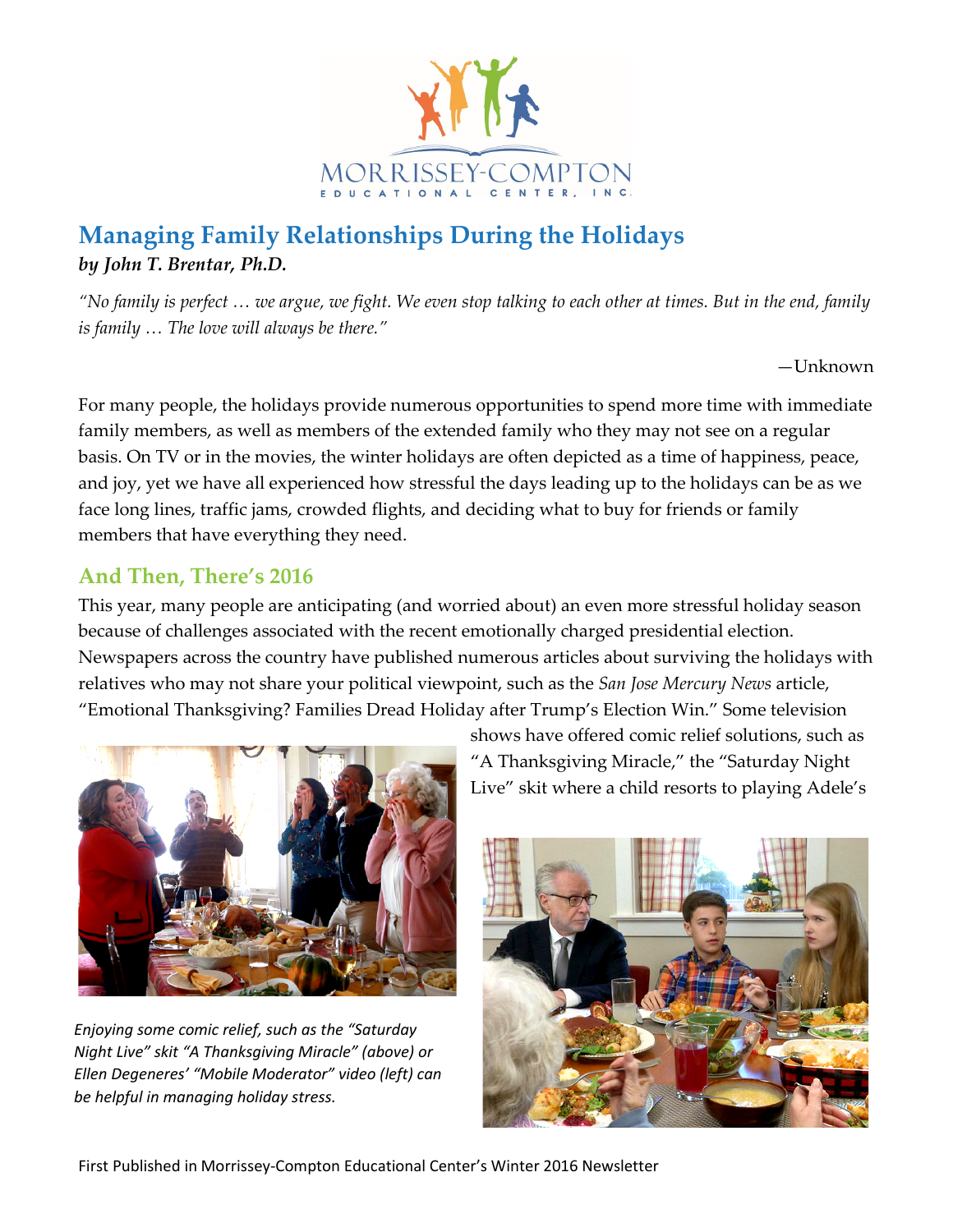# Managing Family Relationships During the Holidays

***by John T. Brentar, Ph.D.***

*"No family is perfect … we argue, we fight. We even stop talking to each other at times. But in the end, family is family … The love will always be there."*

—Unknown

For many people, the holidays provide numerous opportunities to spend more time with immediate family members, as well as members of the extended family who they may not see on a regular basis. On TV or in the movies, the winter holidays are often depicted as a time of happiness, peace, and joy, yet we have all experienced how stressful the days leading up to the holidays can be as we face long lines, traffic jams, crowded flights, and deciding what to buy for friends or family members that have everything they need.

## And Then, There's 2016

This year, many people are anticipating (and worried about) an even more stressful holiday season because of challenges associated with the recent emotionally charged presidential election. Newspapers across the country have published numerous articles about surviving the holidays with relatives who may not share your political viewpoint, such as the *San Jose Mercury News* article, "Emotional Thanksgiving? Families Dread Holiday after Trump's Election Win." Some television shows have offered comic relief solutions, such as "A Thanksgiving Miracle," the "Saturday Night Live" skit where a child resorts to playing Adele's

*Enjoying some comic relief, such as the "Saturday Night Live" skit "A Thanksgiving Miracle" (above) or Ellen Degeneres' "Mobile Moderator" video (left) can be helpful in managing holiday stress.*

First Published in Morrissey-Compton Educational Center's Winter 2016 Newsletter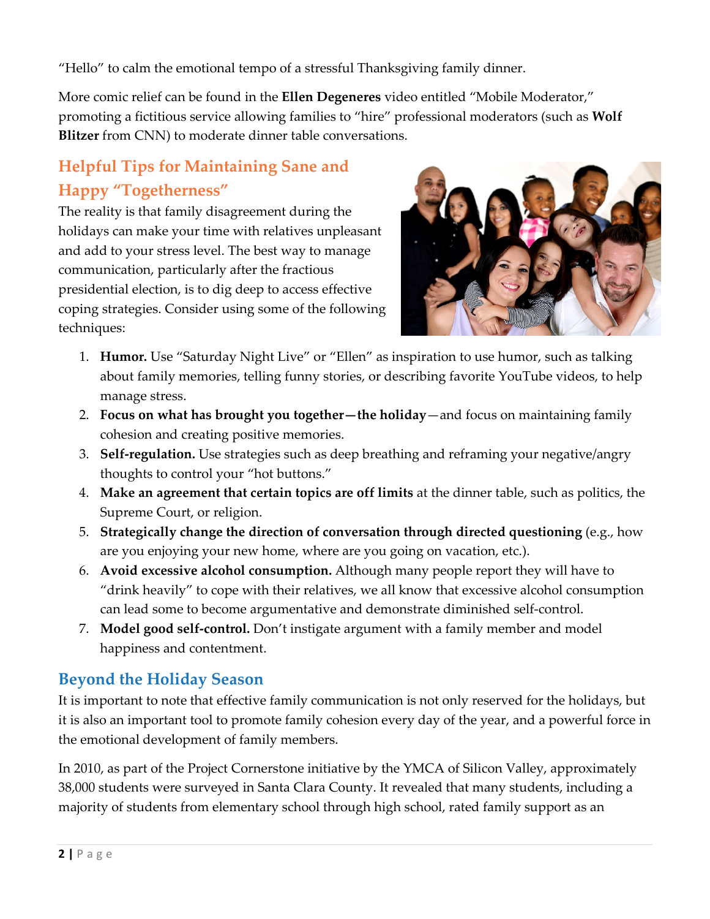"Hello" to calm the emotional tempo of a stressful Thanksgiving family dinner.

More comic relief can be found in the **Ellen Degeneres** video entitled "Mobile Moderator," promoting a fictitious service allowing families to "hire" professional moderators (such as **Wolf Blitzer** from CNN) to moderate dinner table conversations.

## Helpful Tips for Maintaining Sane and Happy "Togetherness"

The reality is that family disagreement during the holidays can make your time with relatives unpleasant and add to your stress level. The best way to manage communication, particularly after the fractious presidential election, is to dig deep to access effective coping strategies. Consider using some of the following techniques:

1. **Humor.** Use "Saturday Night Live" or "Ellen" as inspiration to use humor, such as talking about family memories, telling funny stories, or describing favorite YouTube videos, to help manage stress.
2. **Focus on what has brought you together—the holiday**—and focus on maintaining family cohesion and creating positive memories.
3. **Self-regulation.** Use strategies such as deep breathing and reframing your negative/angry thoughts to control your "hot buttons."
4. **Make an agreement that certain topics are off limits** at the dinner table, such as politics, the Supreme Court, or religion.
5. **Strategically change the direction of conversation through directed questioning** (e.g., how are you enjoying your new home, where are you going on vacation, etc.).
6. **Avoid excessive alcohol consumption.** Although many people report they will have to "drink heavily" to cope with their relatives, we all know that excessive alcohol consumption can lead some to become argumentative and demonstrate diminished self-control.
7. **Model good self-control.** Don't instigate argument with a family member and model happiness and contentment.

## Beyond the Holiday Season

It is important to note that effective family communication is not only reserved for the holidays, but it is also an important tool to promote family cohesion every day of the year, and a powerful force in the emotional development of family members.

In 2010, as part of the Project Cornerstone initiative by the YMCA of Silicon Valley, approximately 38,000 students were surveyed in Santa Clara County. It revealed that many students, including a majority of students from elementary school through high school, rated family support as an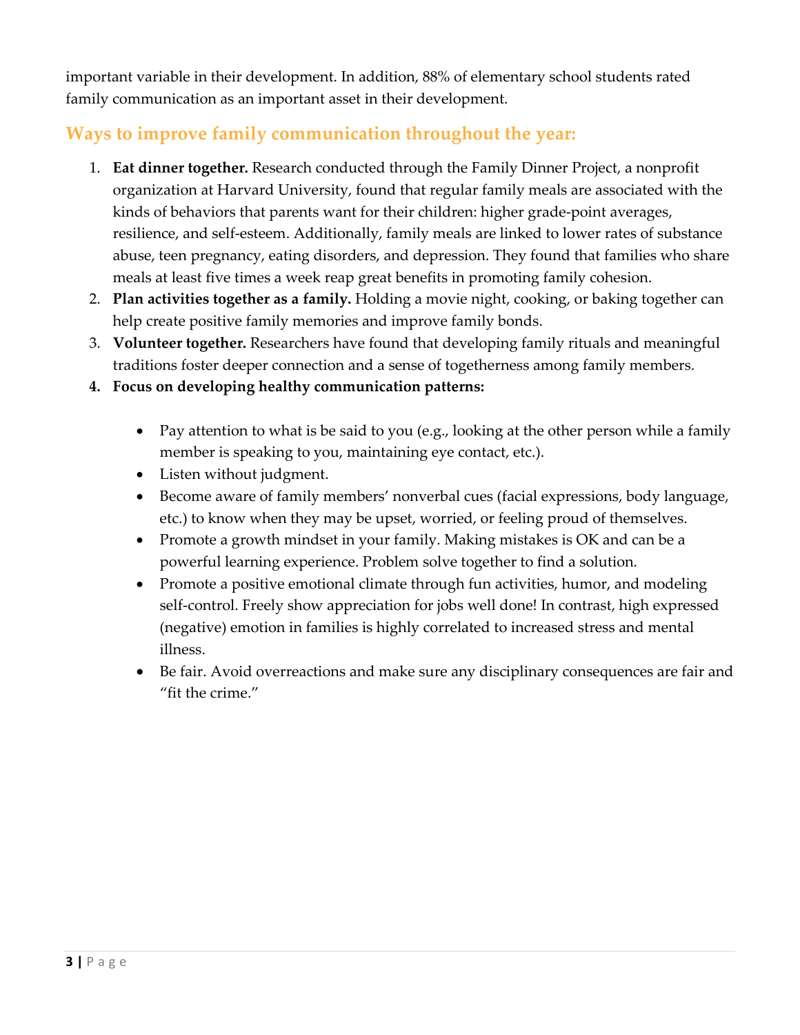important variable in their development. In addition, 88% of elementary school students rated family communication as an important asset in their development.

## Ways to improve family communication throughout the year:

1. **Eat dinner together.** Research conducted through the Family Dinner Project, a nonprofit organization at Harvard University, found that regular family meals are associated with the kinds of behaviors that parents want for their children: higher grade-point averages, resilience, and self-esteem. Additionally, family meals are linked to lower rates of substance abuse, teen pregnancy, eating disorders, and depression. They found that families who share meals at least five times a week reap great benefits in promoting family cohesion.
2. **Plan activities together as a family.** Holding a movie night, cooking, or baking together can help create positive family memories and improve family bonds.
3. **Volunteer together.** Researchers have found that developing family rituals and meaningful traditions foster deeper connection and a sense of togetherness among family members.
4. **Focus on developing healthy communication patterns:**

    - Pay attention to what is be said to you (e.g., looking at the other person while a family member is speaking to you, maintaining eye contact, etc.).
    - Listen without judgment.
    - Become aware of family members' nonverbal cues (facial expressions, body language, etc.) to know when they may be upset, worried, or feeling proud of themselves.
    - Promote a growth mindset in your family. Making mistakes is OK and can be a powerful learning experience. Problem solve together to find a solution.
    - Promote a positive emotional climate through fun activities, humor, and modeling self-control. Freely show appreciation for jobs well done! In contrast, high expressed (negative) emotion in families is highly correlated to increased stress and mental illness.
    - Be fair. Avoid overreactions and make sure any disciplinary consequences are fair and "fit the crime."